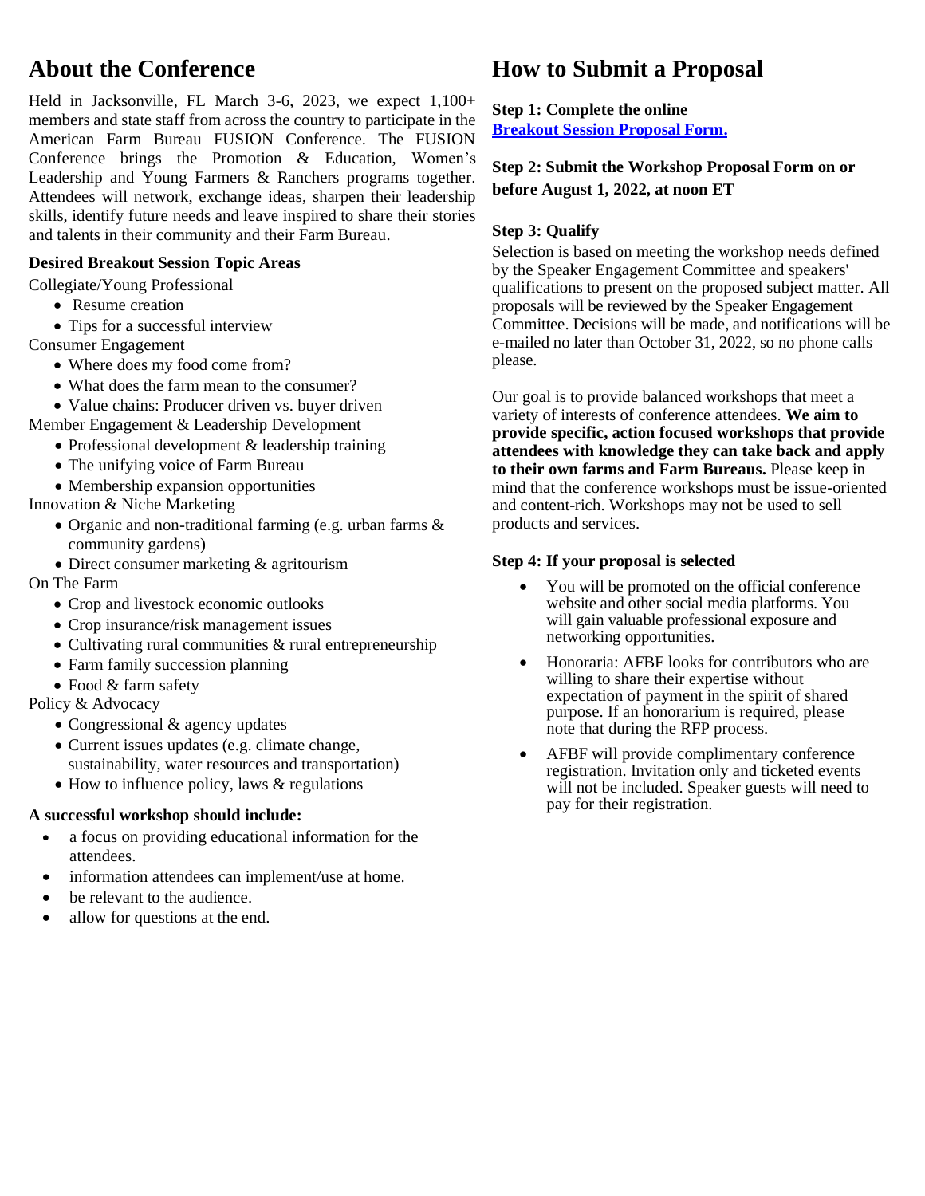## About the Conference

Held in Jacksonville, FL March 3-6, 2023, we expect 1,100+ members and state staff from across the country to participate in the American Farm Bureau FUSION Conference. The FUSION Conference brings the Promotion & Education, Women's Leadership and Young Farmers & Ranchers programs together. Attendees will network, exchange ideas, sharpen their leadership skills, identify future needs and leave inspired to share their stories and talents in their community and their Farm Bureau.

### Desired Breakout Session Topic Areas

Collegiate/Young Professional

- Resume creation
- Tips for a successful interview

Consumer Engagement

- Where does my food come from?
- What does the farm mean to the consumer?
- Value chains: Producer driven vs. buyer driven

Member Engagement & Leadership Development

- Professional development & leadership training
- The unifying voice of Farm Bureau
- Membership expansion opportunities

Innovation & Niche Marketing

- Organic and non-traditional farming (e.g. urban farms & community gardens)
- Direct consumer marketing & agritourism

On The Farm

- Crop and livestock economic outlooks
- Crop insurance/risk management issues
- Cultivating rural communities & rural entrepreneurship
- Farm family succession planning
- Food & farm safety

Policy & Advocacy

- Congressional & agency updates
- Current issues updates (e.g. climate change, sustainability, water resources and transportation)
- How to influence policy, laws & regulations

### A successful workshop should include:

- a focus on providing educational information for the attendees.
- information attendees can implement/use at home.
- be relevant to the audience.
- allow for questions at the end.

## How to Submit a Proposal

**Step 1: Complete the online [Breakout Session Proposal Form.]**

**Step 2: Submit the Workshop Proposal Form on or before August 1, 2022, at noon ET**

**Step 3: Qualify**

Selection is based on meeting the workshop needs defined by the Speaker Engagement Committee and speakers' qualifications to present on the proposed subject matter. All proposals will be reviewed by the Speaker Engagement Committee. Decisions will be made, and notifications will be e-mailed no later than October 31, 2022, so no phone calls please.

Our goal is to provide balanced workshops that meet a variety of interests of conference attendees. **We aim to provide specific, action focused workshops that provide attendees with knowledge they can take back and apply to their own farms and Farm Bureaus.** Please keep in mind that the conference workshops must be issue-oriented and content-rich. Workshops may not be used to sell products and services.

**Step 4: If your proposal is selected**

- You will be promoted on the official conference website and other social media platforms. You will gain valuable professional exposure and networking opportunities.
- Honoraria: AFBF looks for contributors who are willing to share their expertise without expectation of payment in the spirit of shared purpose. If an honorarium is required, please note that during the RFP process.
- AFBF will provide complimentary conference registration. Invitation only and ticketed events will not be included. Speaker guests will need to pay for their registration.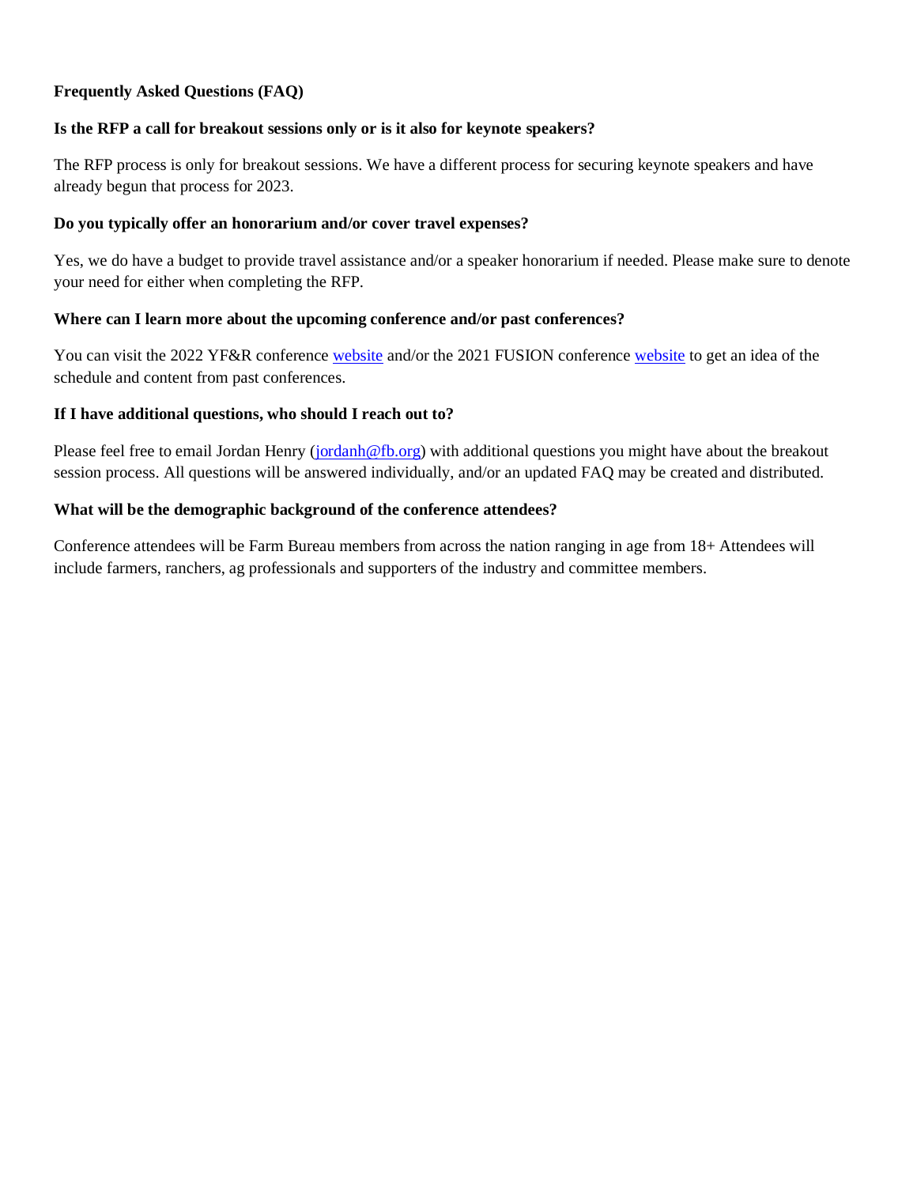**Frequently Asked Questions (FAQ)**

**Is the RFP a call for breakout sessions only or is it also for keynote speakers?**

The RFP process is only for breakout sessions. We have a different process for securing keynote speakers and have already begun that process for 2023.

**Do you typically offer an honorarium and/or cover travel expenses?**

Yes, we do have a budget to provide travel assistance and/or a speaker honorarium if needed. Please make sure to denote your need for either when completing the RFP.

**Where can I learn more about the upcoming conference and/or past conferences?**

You can visit the 2022 YF&R conference website and/or the 2021 FUSION conference website to get an idea of the schedule and content from past conferences.

**If I have additional questions, who should I reach out to?**

Please feel free to email Jordan Henry (jordanh@fb.org) with additional questions you might have about the breakout session process. All questions will be answered individually, and/or an updated FAQ may be created and distributed.

**What will be the demographic background of the conference attendees?**

Conference attendees will be Farm Bureau members from across the nation ranging in age from 18+ Attendees will include farmers, ranchers, ag professionals and supporters of the industry and committee members.